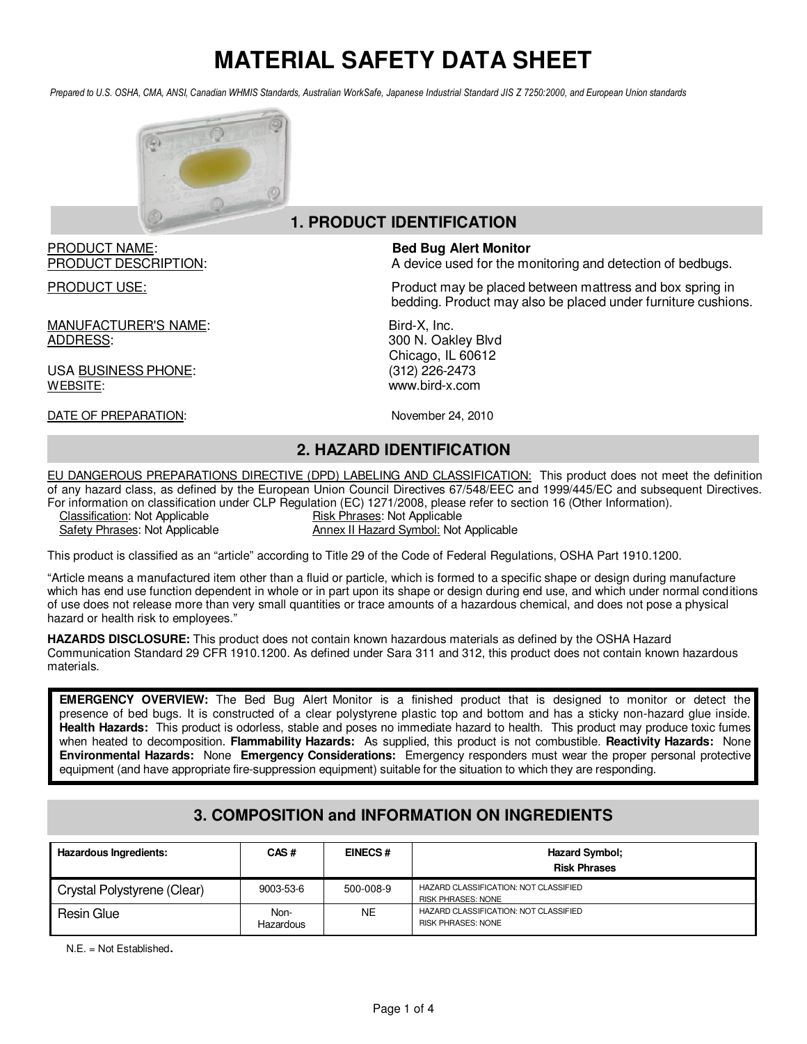# MATERIAL SAFETY DATA SHEET

*Prepared to U.S. OSHA, CMA, ANSI, Canadian WHMIS Standards, Australian WorkSafe, Japanese Industrial Standard JIS Z 7250:2000, and European Union standards*

## 1. PRODUCT IDENTIFICATION

PRODUCT NAME: **Bed Bug Alert Monitor**

PRODUCT DESCRIPTION: A device used for the monitoring and detection of bedbugs.

PRODUCT USE: Product may be placed between mattress and box spring in bedding. Product may also be placed under furniture cushions.

MANUFACTURER'S NAME: Bird-X, Inc.

ADDRESS: 300 N. Oakley Blvd
Chicago, IL 60612

USA BUSINESS PHONE: (312) 226-2473

WEBSITE: www.bird-x.com

DATE OF PREPARATION: November 24, 2010

## 2. HAZARD IDENTIFICATION

EU DANGEROUS PREPARATIONS DIRECTIVE (DPD) LABELING AND CLASSIFICATION: This product does not meet the definition of any hazard class, as defined by the European Union Council Directives 67/548/EEC and 1999/445/EC and subsequent Directives. For information on classification under CLP Regulation (EC) 1271/2008, please refer to section 16 (Other Information).

Classification: Not Applicable
Risk Phrases: Not Applicable
Safety Phrases: Not Applicable
Annex II Hazard Symbol: Not Applicable

This product is classified as an "article" according to Title 29 of the Code of Federal Regulations, OSHA Part 1910.1200.

"Article means a manufactured item other than a fluid or particle, which is formed to a specific shape or design during manufacture which has end use function dependent in whole or in part upon its shape or design during end use, and which under normal conditions of use does not release more than very small quantities or trace amounts of a hazardous chemical, and does not pose a physical hazard or health risk to employees."

**HAZARDS DISCLOSURE:** This product does not contain known hazardous materials as defined by the OSHA Hazard Communication Standard 29 CFR 1910.1200. As defined under Sara 311 and 312, this product does not contain known hazardous materials.

**EMERGENCY OVERVIEW:** The Bed Bug Alert Monitor is a finished product that is designed to monitor or detect the presence of bed bugs. It is constructed of a clear polystyrene plastic top and bottom and has a sticky non-hazard glue inside. **Health Hazards:** This product is odorless, stable and poses no immediate hazard to health. This product may produce toxic fumes when heated to decomposition. **Flammability Hazards:** As supplied, this product is not combustible. **Reactivity Hazards:** None **Environmental Hazards:** None **Emergency Considerations:** Emergency responders must wear the proper personal protective equipment (and have appropriate fire-suppression equipment) suitable for the situation to which they are responding.

## 3. COMPOSITION and INFORMATION ON INGREDIENTS

| Hazardous Ingredients: | CAS # | EINECS # | Hazard Symbol; Risk Phrases |
|---|---|---|---|
| Crystal Polystyrene (Clear) | 9003-53-6 | 500-008-9 | HAZARD CLASSIFICATION: NOT CLASSIFIED RISK PHRASES: NONE |
| Resin Glue | Non-Hazardous | NE | HAZARD CLASSIFICATION: NOT CLASSIFIED RISK PHRASES: NONE |

N.E. = Not Established.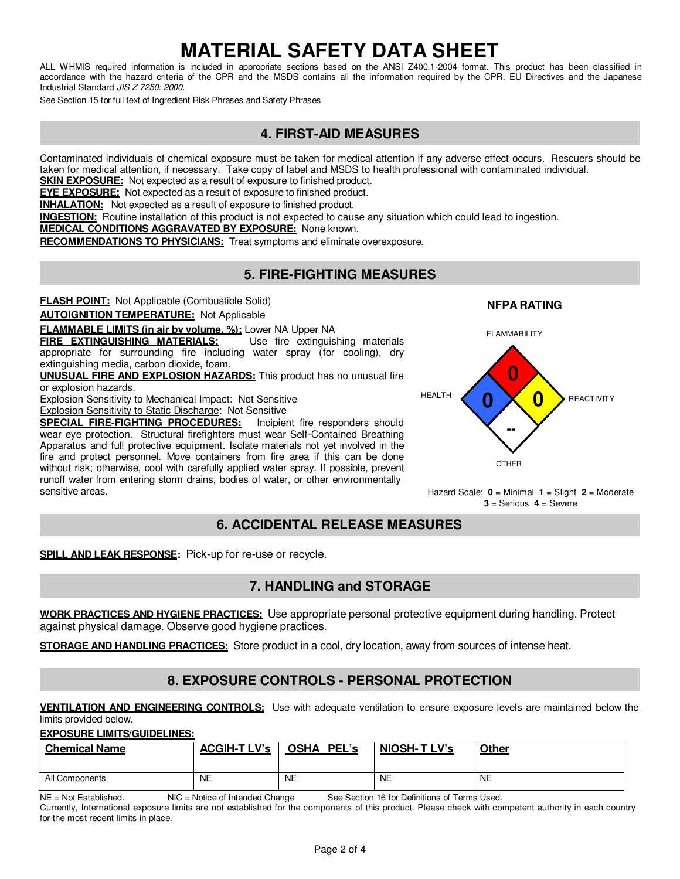# MATERIAL SAFETY DATA SHEET

ALL WHMIS required information is included in appropriate sections based on the ANSI Z400.1-2004 format. This product has been classified in accordance with the hazard criteria of the CPR and the MSDS contains all the information required by the CPR, EU Directives and the Japanese Industrial Standard *JIS Z 7250: 2000.*

See Section 15 for full text of Ingredient Risk Phrases and Safety Phrases

## 4. FIRST-AID MEASURES

Contaminated individuals of chemical exposure must be taken for medical attention if any adverse effect occurs. Rescuers should be taken for medical attention, if necessary. Take copy of label and MSDS to health professional with contaminated individual.

**SKIN EXPOSURE:** Not expected as a result of exposure to finished product.

**EYE EXPOSURE:** Not expected as a result of exposure to finished product.

**INHALATION:** Not expected as a result of exposure to finished product.

**INGESTION:** Routine installation of this product is not expected to cause any situation which could lead to ingestion.

**MEDICAL CONDITIONS AGGRAVATED BY EXPOSURE:** None known.

**RECOMMENDATIONS TO PHYSICIANS:** Treat symptoms and eliminate overexposure.

## 5. FIRE-FIGHTING MEASURES

**FLASH POINT:** Not Applicable (Combustible Solid)

**AUTOIGNITION TEMPERATURE:** Not Applicable

**FLAMMABLE LIMITS (in air by volume, %):** Lower NA Upper NA

**FIRE EXTINGUISHING MATERIALS:** Use fire extinguishing materials appropriate for surrounding fire including water spray (for cooling), dry extinguishing media, carbon dioxide, foam.

**UNUSUAL FIRE AND EXPLOSION HAZARDS:** This product has no unusual fire or explosion hazards.

Explosion Sensitivity to Mechanical Impact: Not Sensitive

Explosion Sensitivity to Static Discharge: Not Sensitive

**SPECIAL FIRE-FIGHTING PROCEDURES:** Incipient fire responders should wear eye protection. Structural firefighters must wear Self-Contained Breathing Apparatus and full protective equipment. Isolate materials not yet involved in the fire and protect personnel. Move containers from fire area if this can be done without risk; otherwise, cool with carefully applied water spray. If possible, prevent runoff water from entering storm drains, bodies of water, or other environmentally sensitive areas.

**NFPA RATING**

| HEALTH | FLAMMABILITY | REACTIVITY | OTHER |
|---|---|---|---|
| 0 | 0 | 0 | -- |

Hazard Scale: **0** = Minimal **1** = Slight **2** = Moderate **3** = Serious **4** = Severe

## 6. ACCIDENTAL RELEASE MEASURES

**SPILL AND LEAK RESPONSE:** Pick-up for re-use or recycle.

## 7. HANDLING and STORAGE

**WORK PRACTICES AND HYGIENE PRACTICES:** Use appropriate personal protective equipment during handling. Protect against physical damage. Observe good hygiene practices.

**STORAGE AND HANDLING PRACTICES:** Store product in a cool, dry location, away from sources of intense heat.

## 8. EXPOSURE CONTROLS - PERSONAL PROTECTION

**VENTILATION AND ENGINEERING CONTROLS:** Use with adequate ventilation to ensure exposure levels are maintained below the limits provided below.

**EXPOSURE LIMITS/GUIDELINES:**

| Chemical Name | ACGIH-TLV's | OSHA PEL's | NIOSH-TLV's | Other |
|---|---|---|---|---|
| All Components | NE | NE | NE | NE |

NE = Not Established. NIC = Notice of Intended Change See Section 16 for Definitions of Terms Used.

Currently, International exposure limits are not established for the components of this product. Please check with competent authority in each country for the most recent limits in place.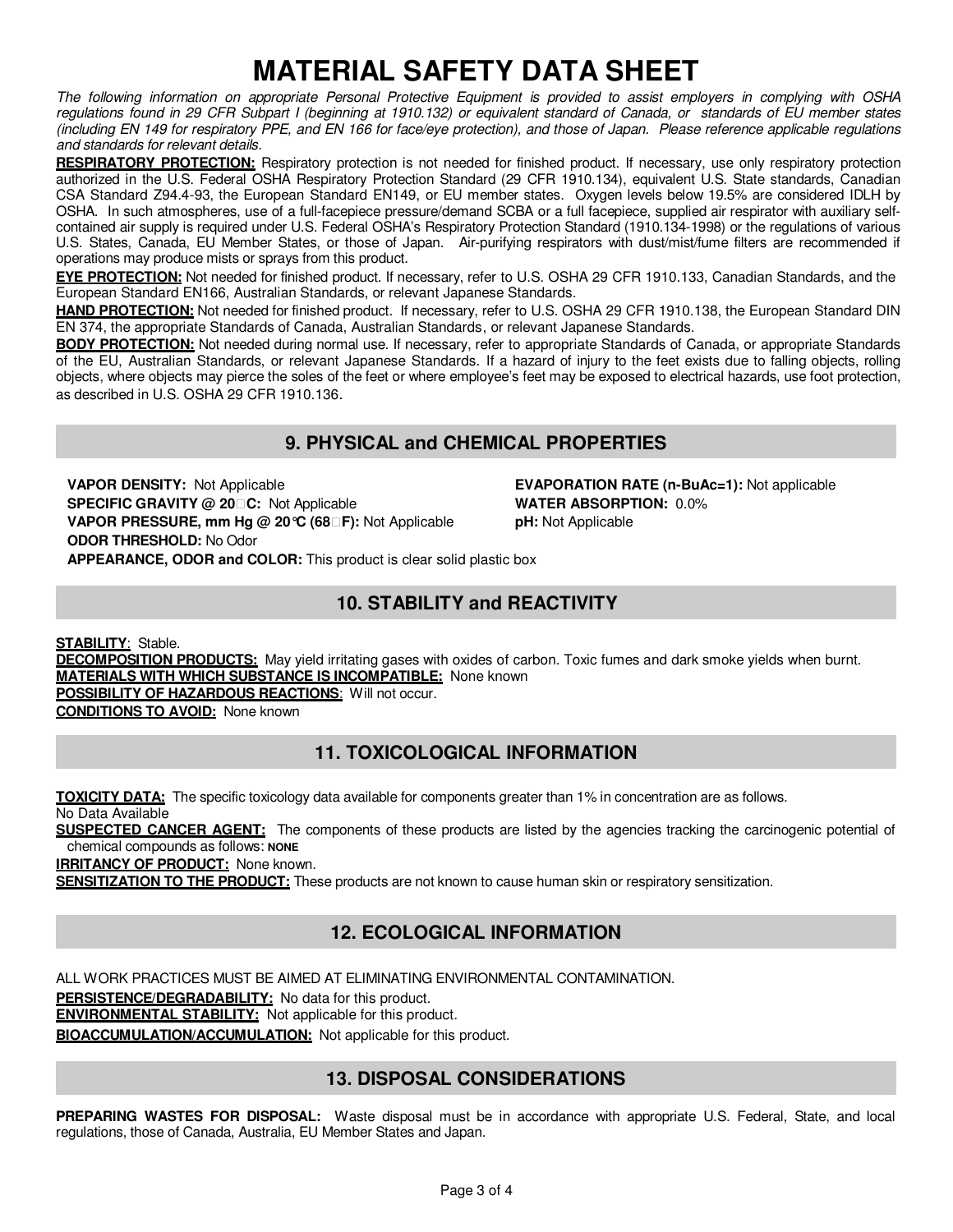# MATERIAL SAFETY DATA SHEET

*The following information on appropriate Personal Protective Equipment is provided to assist employers in complying with OSHA regulations found in 29 CFR Subpart I (beginning at 1910.132) or equivalent standard of Canada, or standards of EU member states (including EN 149 for respiratory PPE, and EN 166 for face/eye protection), and those of Japan. Please reference applicable regulations and standards for relevant details.*

**RESPIRATORY PROTECTION:** Respiratory protection is not needed for finished product. If necessary, use only respiratory protection authorized in the U.S. Federal OSHA Respiratory Protection Standard (29 CFR 1910.134), equivalent U.S. State standards, Canadian CSA Standard Z94.4-93, the European Standard EN149, or EU member states. Oxygen levels below 19.5% are considered IDLH by OSHA. In such atmospheres, use of a full-facepiece pressure/demand SCBA or a full facepiece, supplied air respirator with auxiliary self-contained air supply is required under U.S. Federal OSHA's Respiratory Protection Standard (1910.134-1998) or the regulations of various U.S. States, Canada, EU Member States, or those of Japan. Air-purifying respirators with dust/mist/fume filters are recommended if operations may produce mists or sprays from this product.

**EYE PROTECTION:** Not needed for finished product. If necessary, refer to U.S. OSHA 29 CFR 1910.133, Canadian Standards, and the European Standard EN166, Australian Standards, or relevant Japanese Standards.

**HAND PROTECTION:** Not needed for finished product. If necessary, refer to U.S. OSHA 29 CFR 1910.138, the European Standard DIN EN 374, the appropriate Standards of Canada, Australian Standards, or relevant Japanese Standards.

**BODY PROTECTION:** Not needed during normal use. If necessary, refer to appropriate Standards of Canada, or appropriate Standards of the EU, Australian Standards, or relevant Japanese Standards. If a hazard of injury to the feet exists due to falling objects, rolling objects, where objects may pierce the soles of the feet or where employee's feet may be exposed to electrical hazards, use foot protection, as described in U.S. OSHA 29 CFR 1910.136.

## 9. PHYSICAL and CHEMICAL PROPERTIES

**VAPOR DENSITY:** Not Applicable
**SPECIFIC GRAVITY @ 20°C:** Not Applicable
**VAPOR PRESSURE, mm Hg @ 20°C (68°F):** Not Applicable
**ODOR THRESHOLD:** No Odor
**APPEARANCE, ODOR and COLOR:** This product is clear solid plastic box
**EVAPORATION RATE (n-BuAc=1):** Not applicable
**WATER ABSORPTION:** 0.0%
**pH:** Not Applicable

## 10. STABILITY and REACTIVITY

**STABILITY**: Stable.
**DECOMPOSITION PRODUCTS:** May yield irritating gases with oxides of carbon. Toxic fumes and dark smoke yields when burnt.
**MATERIALS WITH WHICH SUBSTANCE IS INCOMPATIBLE:** None known
**POSSIBILITY OF HAZARDOUS REACTIONS**: Will not occur.
**CONDITIONS TO AVOID:** None known

## 11. TOXICOLOGICAL INFORMATION

**TOXICITY DATA:** The specific toxicology data available for components greater than 1% in concentration are as follows.
No Data Available
**SUSPECTED CANCER AGENT:** The components of these products are listed by the agencies tracking the carcinogenic potential of chemical compounds as follows: **NONE**
**IRRITANCY OF PRODUCT:** None known.
**SENSITIZATION TO THE PRODUCT:** These products are not known to cause human skin or respiratory sensitization.

## 12. ECOLOGICAL INFORMATION

ALL WORK PRACTICES MUST BE AIMED AT ELIMINATING ENVIRONMENTAL CONTAMINATION.
**PERSISTENCE/DEGRADABILITY:** No data for this product.
**ENVIRONMENTAL STABILITY:** Not applicable for this product.
**BIOACCUMULATION/ACCUMULATION:** Not applicable for this product.

## 13. DISPOSAL CONSIDERATIONS

**PREPARING WASTES FOR DISPOSAL:** Waste disposal must be in accordance with appropriate U.S. Federal, State, and local regulations, those of Canada, Australia, EU Member States and Japan.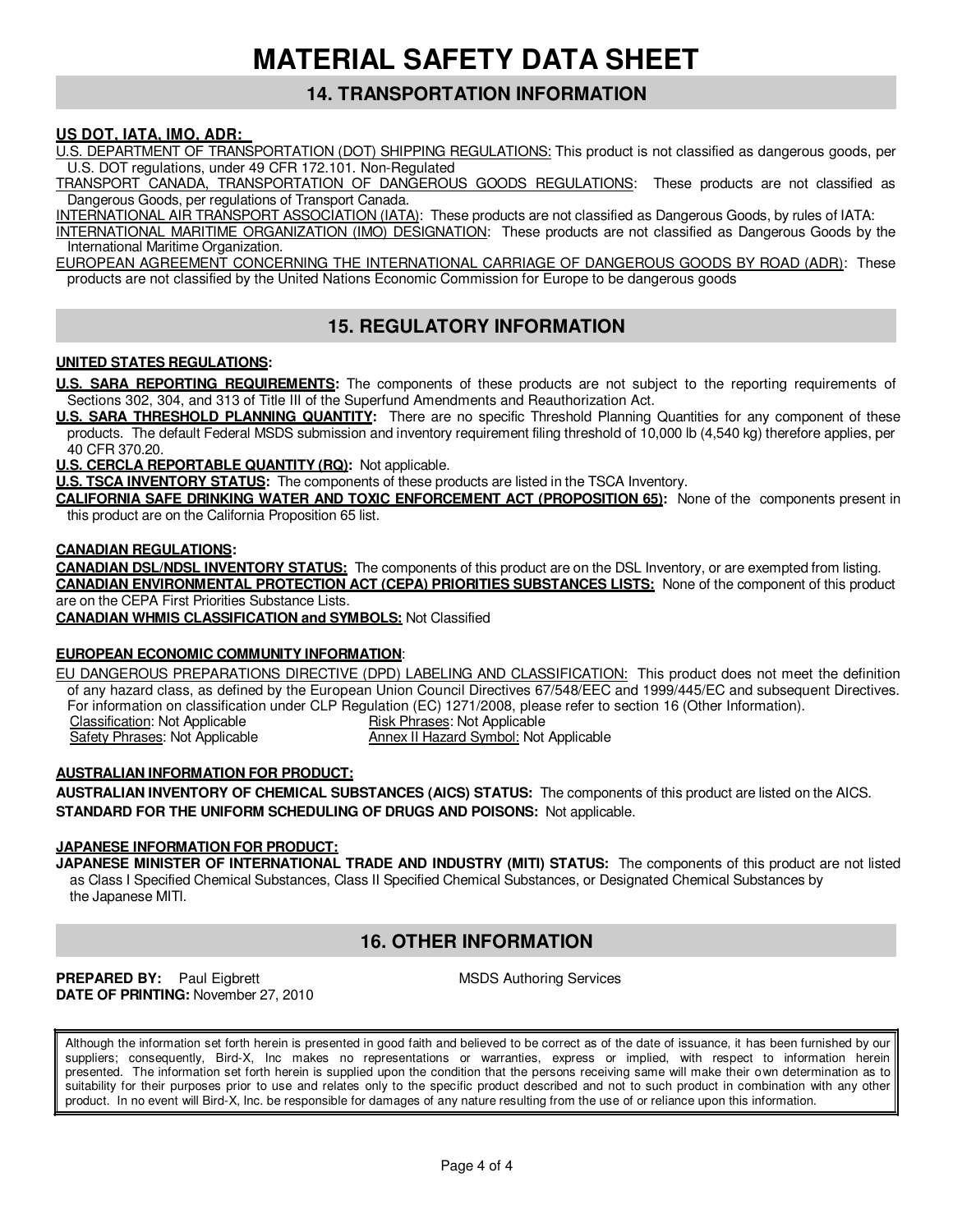# MATERIAL SAFETY DATA SHEET

## 14. TRANSPORTATION INFORMATION

**US DOT, IATA, IMO, ADR:**

U.S. DEPARTMENT OF TRANSPORTATION (DOT) SHIPPING REGULATIONS: This product is not classified as dangerous goods, per U.S. DOT regulations, under 49 CFR 172.101. Non-Regulated

TRANSPORT CANADA, TRANSPORTATION OF DANGEROUS GOODS REGULATIONS: These products are not classified as Dangerous Goods, per regulations of Transport Canada.

INTERNATIONAL AIR TRANSPORT ASSOCIATION (IATA): These products are not classified as Dangerous Goods, by rules of IATA:

INTERNATIONAL MARITIME ORGANIZATION (IMO) DESIGNATION: These products are not classified as Dangerous Goods by the International Maritime Organization.

EUROPEAN AGREEMENT CONCERNING THE INTERNATIONAL CARRIAGE OF DANGEROUS GOODS BY ROAD (ADR): These products are not classified by the United Nations Economic Commission for Europe to be dangerous goods

## 15. REGULATORY INFORMATION

**UNITED STATES REGULATIONS:**

**U.S. SARA REPORTING REQUIREMENTS:** The components of these products are not subject to the reporting requirements of Sections 302, 304, and 313 of Title III of the Superfund Amendments and Reauthorization Act.

**U.S. SARA THRESHOLD PLANNING QUANTITY:** There are no specific Threshold Planning Quantities for any component of these products. The default Federal MSDS submission and inventory requirement filing threshold of 10,000 lb (4,540 kg) therefore applies, per 40 CFR 370.20.

**U.S. CERCLA REPORTABLE QUANTITY (RQ):** Not applicable.

**U.S. TSCA INVENTORY STATUS:** The components of these products are listed in the TSCA Inventory.

**CALIFORNIA SAFE DRINKING WATER AND TOXIC ENFORCEMENT ACT (PROPOSITION 65):** None of the components present in this product are on the California Proposition 65 list.

**CANADIAN REGULATIONS:**

**CANADIAN DSL/NDSL INVENTORY STATUS:** The components of this product are on the DSL Inventory, or are exempted from listing.

**CANADIAN ENVIRONMENTAL PROTECTION ACT (CEPA) PRIORITIES SUBSTANCES LISTS:** None of the component of this product are on the CEPA First Priorities Substance Lists.

**CANADIAN WHMIS CLASSIFICATION and SYMBOLS:** Not Classified

**EUROPEAN ECONOMIC COMMUNITY INFORMATION**:

EU DANGEROUS PREPARATIONS DIRECTIVE (DPD) LABELING AND CLASSIFICATION: This product does not meet the definition of any hazard class, as defined by the European Union Council Directives 67/548/EEC and 1999/445/EC and subsequent Directives. For information on classification under CLP Regulation (EC) 1271/2008, please refer to section 16 (Other Information).

Classification: Not Applicable
Risk Phrases: Not Applicable
Safety Phrases: Not Applicable
Annex II Hazard Symbol: Not Applicable

**AUSTRALIAN INFORMATION FOR PRODUCT:**

**AUSTRALIAN INVENTORY OF CHEMICAL SUBSTANCES (AICS) STATUS:** The components of this product are listed on the AICS.

**STANDARD FOR THE UNIFORM SCHEDULING OF DRUGS AND POISONS:** Not applicable.

**JAPANESE INFORMATION FOR PRODUCT:**

**JAPANESE MINISTER OF INTERNATIONAL TRADE AND INDUSTRY (MITI) STATUS:** The components of this product are not listed as Class I Specified Chemical Substances, Class II Specified Chemical Substances, or Designated Chemical Substances by the Japanese MITI.

## 16. OTHER INFORMATION

**PREPARED BY:** Paul Eigbrett MSDS Authoring Services

**DATE OF PRINTING:** November 27, 2010

Although the information set forth herein is presented in good faith and believed to be correct as of the date of issuance, it has been furnished by our suppliers; consequently, Bird-X, Inc makes no representations or warranties, express or implied, with respect to information herein presented. The information set forth herein is supplied upon the condition that the persons receiving same will make their own determination as to suitability for their purposes prior to use and relates only to the specific product described and not to such product in combination with any other product. In no event will Bird-X, Inc. be responsible for damages of any nature resulting from the use of or reliance upon this information.